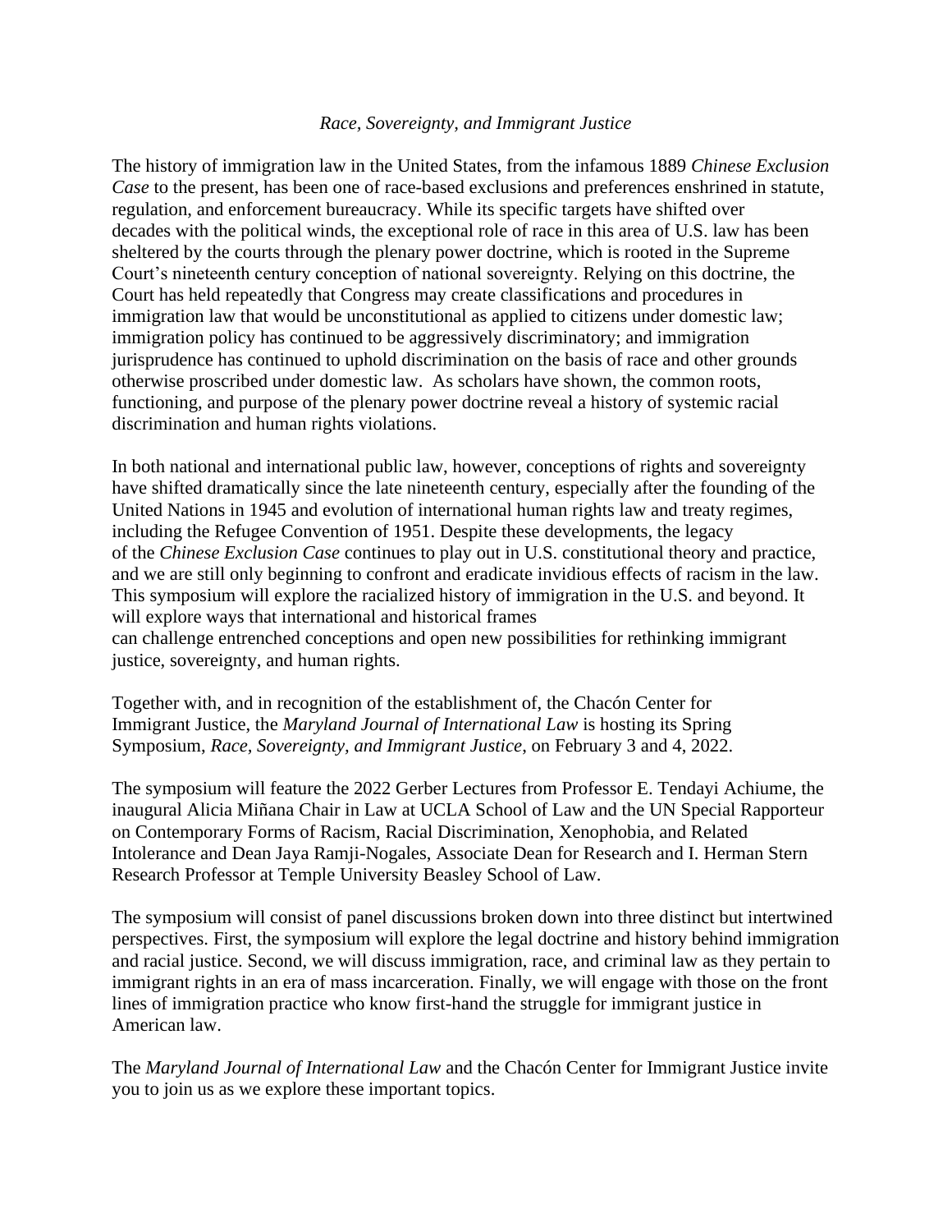*Race, Sovereignty, and Immigrant Justice*

The history of immigration law in the United States, from the infamous 1889 *Chinese Exclusion Case* to the present, has been one of race-based exclusions and preferences enshrined in statute, regulation, and enforcement bureaucracy. While its specific targets have shifted over decades with the political winds, the exceptional role of race in this area of U.S. law has been sheltered by the courts through the plenary power doctrine, which is rooted in the Supreme Court's nineteenth century conception of national sovereignty. Relying on this doctrine, the Court has held repeatedly that Congress may create classifications and procedures in immigration law that would be unconstitutional as applied to citizens under domestic law; immigration policy has continued to be aggressively discriminatory; and immigration jurisprudence has continued to uphold discrimination on the basis of race and other grounds otherwise proscribed under domestic law. As scholars have shown, the common roots, functioning, and purpose of the plenary power doctrine reveal a history of systemic racial discrimination and human rights violations.

In both national and international public law, however, conceptions of rights and sovereignty have shifted dramatically since the late nineteenth century, especially after the founding of the United Nations in 1945 and evolution of international human rights law and treaty regimes, including the Refugee Convention of 1951. Despite these developments, the legacy of the *Chinese Exclusion Case* continues to play out in U.S. constitutional theory and practice, and we are still only beginning to confront and eradicate invidious effects of racism in the law. This symposium will explore the racialized history of immigration in the U.S. and beyond. It will explore ways that international and historical frames can challenge entrenched conceptions and open new possibilities for rethinking immigrant justice, sovereignty, and human rights.

Together with, and in recognition of the establishment of, the Chacón Center for Immigrant Justice, the *Maryland Journal of International Law* is hosting its Spring Symposium, *Race, Sovereignty, and Immigrant Justice*, on February 3 and 4, 2022.

The symposium will feature the 2022 Gerber Lectures from Professor E. Tendayi Achiume, the inaugural Alicia Miñana Chair in Law at UCLA School of Law and the UN Special Rapporteur on Contemporary Forms of Racism, Racial Discrimination, Xenophobia, and Related Intolerance and Dean Jaya Ramji-Nogales, Associate Dean for Research and I. Herman Stern Research Professor at Temple University Beasley School of Law.

The symposium will consist of panel discussions broken down into three distinct but intertwined perspectives. First, the symposium will explore the legal doctrine and history behind immigration and racial justice. Second, we will discuss immigration, race, and criminal law as they pertain to immigrant rights in an era of mass incarceration. Finally, we will engage with those on the front lines of immigration practice who know first-hand the struggle for immigrant justice in American law.

The *Maryland Journal of International Law* and the Chacón Center for Immigrant Justice invite you to join us as we explore these important topics.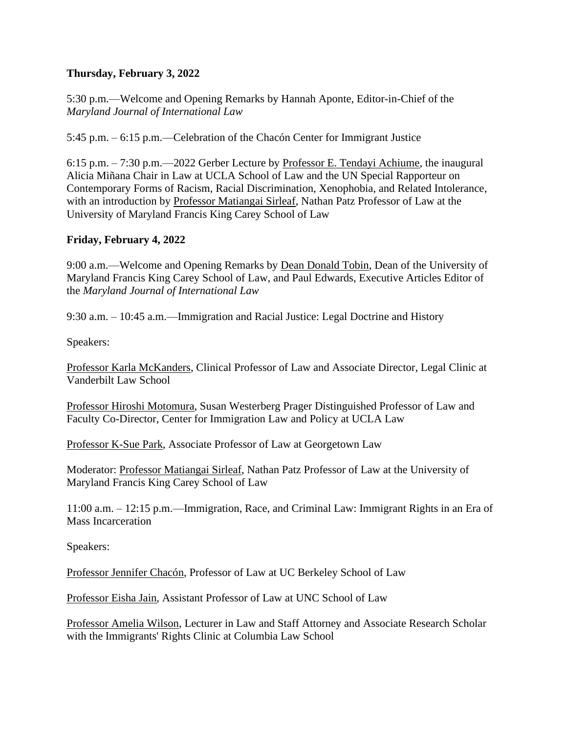**Thursday, February 3, 2022**

5:30 p.m.—Welcome and Opening Remarks by Hannah Aponte, Editor-in-Chief of the *Maryland Journal of International Law*

5:45 p.m. – 6:15 p.m.—Celebration of the Chacón Center for Immigrant Justice

6:15 p.m. – 7:30 p.m.—2022 Gerber Lecture by Professor E. Tendayi Achiume, the inaugural Alicia Miñana Chair in Law at UCLA School of Law and the UN Special Rapporteur on Contemporary Forms of Racism, Racial Discrimination, Xenophobia, and Related Intolerance, with an introduction by Professor Matiangai Sirleaf, Nathan Patz Professor of Law at the University of Maryland Francis King Carey School of Law

**Friday, February 4, 2022**

9:00 a.m.—Welcome and Opening Remarks by Dean Donald Tobin, Dean of the University of Maryland Francis King Carey School of Law, and Paul Edwards, Executive Articles Editor of the *Maryland Journal of International Law*

9:30 a.m. – 10:45 a.m.—Immigration and Racial Justice: Legal Doctrine and History

Speakers:

Professor Karla McKanders, Clinical Professor of Law and Associate Director, Legal Clinic at Vanderbilt Law School

Professor Hiroshi Motomura, Susan Westerberg Prager Distinguished Professor of Law and Faculty Co-Director, Center for Immigration Law and Policy at UCLA Law

Professor K-Sue Park, Associate Professor of Law at Georgetown Law

Moderator: Professor Matiangai Sirleaf, Nathan Patz Professor of Law at the University of Maryland Francis King Carey School of Law

11:00 a.m. – 12:15 p.m.—Immigration, Race, and Criminal Law: Immigrant Rights in an Era of Mass Incarceration

Speakers:

Professor Jennifer Chacón, Professor of Law at UC Berkeley School of Law

Professor Eisha Jain, Assistant Professor of Law at UNC School of Law

Professor Amelia Wilson, Lecturer in Law and Staff Attorney and Associate Research Scholar with the Immigrants' Rights Clinic at Columbia Law School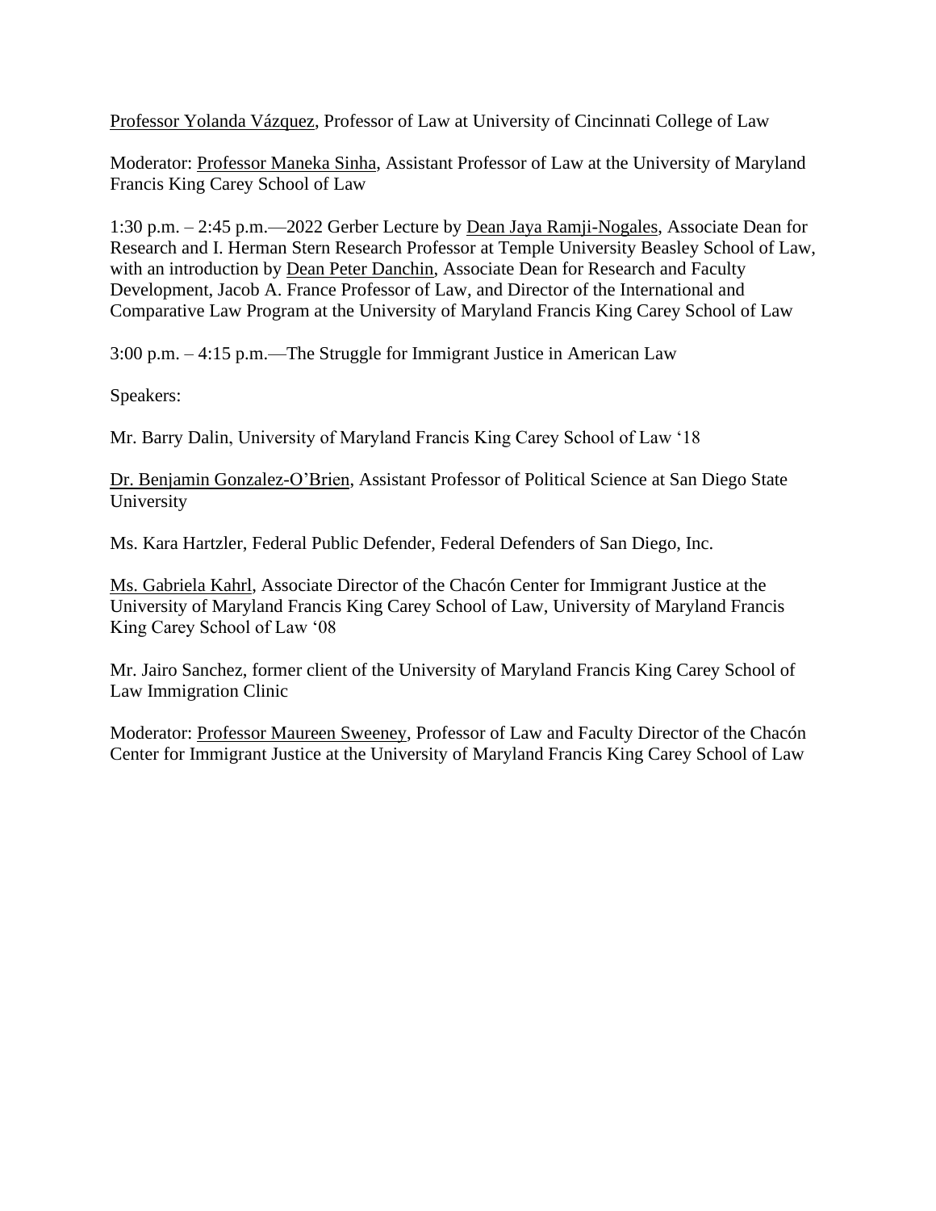Professor Yolanda Vázquez, Professor of Law at University of Cincinnati College of Law

Moderator: Professor Maneka Sinha, Assistant Professor of Law at the University of Maryland Francis King Carey School of Law

1:30 p.m. – 2:45 p.m.—2022 Gerber Lecture by Dean Jaya Ramji-Nogales, Associate Dean for Research and I. Herman Stern Research Professor at Temple University Beasley School of Law, with an introduction by Dean Peter Danchin, Associate Dean for Research and Faculty Development, Jacob A. France Professor of Law, and Director of the International and Comparative Law Program at the University of Maryland Francis King Carey School of Law

3:00 p.m. – 4:15 p.m.—The Struggle for Immigrant Justice in American Law

Speakers:

Mr. Barry Dalin, University of Maryland Francis King Carey School of Law '18

Dr. Benjamin Gonzalez-O'Brien, Assistant Professor of Political Science at San Diego State University

Ms. Kara Hartzler, Federal Public Defender, Federal Defenders of San Diego, Inc.

Ms. Gabriela Kahrl, Associate Director of the Chacón Center for Immigrant Justice at the University of Maryland Francis King Carey School of Law, University of Maryland Francis King Carey School of Law '08

Mr. Jairo Sanchez, former client of the University of Maryland Francis King Carey School of Law Immigration Clinic

Moderator: Professor Maureen Sweeney, Professor of Law and Faculty Director of the Chacón Center for Immigrant Justice at the University of Maryland Francis King Carey School of Law